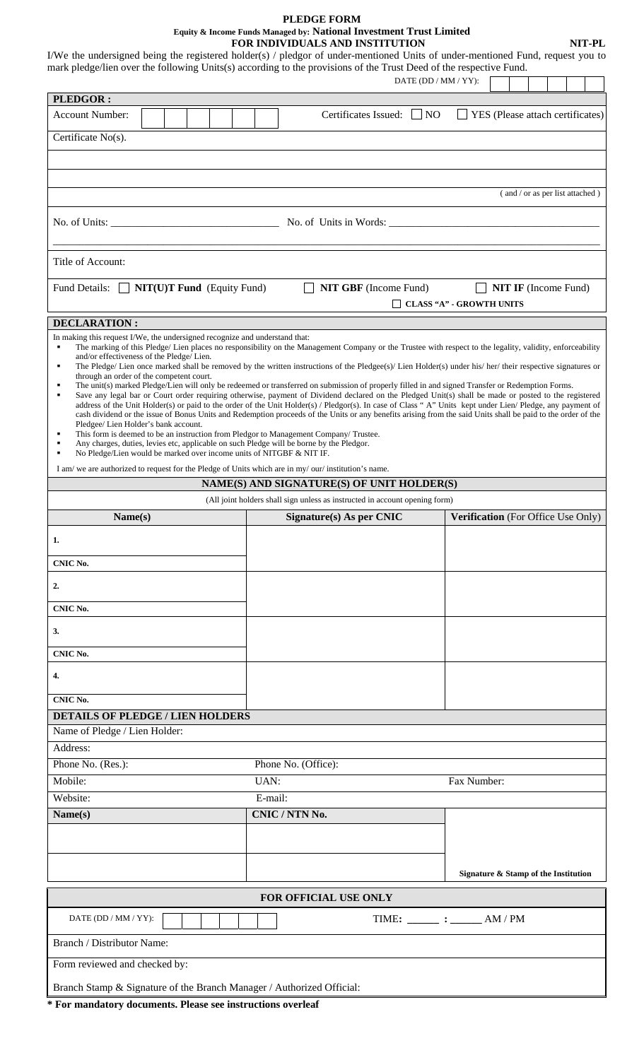# PLEDGE FORM

**Equity & Income Funds Managed by: National Investment Trust Limited**

**FOR INDIVIDUALS AND INSTITUTION** **NIT-PL**

I/We the undersigned being the registered holder(s) / pledgor of under-mentioned Units of under-mentioned Fund, request you to mark pledge/lien over the following Units(s) according to the provisions of the Trust Deed of the respective Fund.

DATE (DD / MM / YY): 

## PLEDGOR :

Account Number: Certificates Issued: ☐ NO ☐ YES (Please attach certificates)

Certificate No(s).

( and / or as per list attached )

No. of Units: ______________________ No. of Units in Words: ______________________

Title of Account:

Fund Details: ☐ **NIT(U)T Fund** (Equity Fund) ☐ **NIT GBF** (Income Fund) ☐ **NIT IF** (Income Fund)

☐ **CLASS "A" - GROWTH UNITS**

## DECLARATION :

In making this request I/We, the undersigned recognize and understand that:

- The marking of this Pledge/ Lien places no responsibility on the Management Company or the Trustee with respect to the legality, validity, enforceability and/or effectiveness of the Pledge/ Lien.
- The Pledge/ Lien once marked shall be removed by the written instructions of the Pledgee(s)/ Lien Holder(s) under his/ her/ their respective signatures or through an order of the competent court.
- The unit(s) marked Pledge/Lien will only be redeemed or transferred on submission of properly filled in and signed Transfer or Redemption Forms.
- Save any legal bar or Court order requiring otherwise, payment of Dividend declared on the Pledged Unit(s) shall be made or posted to the registered address of the Unit Holder(s) or paid to the order of the Unit Holder(s) / Pledgor(s). In case of Class " A" Units kept under Lien/ Pledge, any payment of cash dividend or the issue of Bonus Units and Redemption proceeds of the Units or any benefits arising from the said Units shall be paid to the order of the Pledgee/ Lien Holder's bank account.
- This form is deemed to be an instruction from Pledgor to Management Company/ Trustee.
- Any charges, duties, levies etc, applicable on such Pledge will be borne by the Pledgor.
- No Pledge/Lien would be marked over income units of NITGBF & NIT IF.

I am/ we are authorized to request for the Pledge of Units which are in my/ our/ institution's name.

## NAME(S) AND SIGNATURE(S) OF UNIT HOLDER(S)

(All joint holders shall sign unless as instructed in account opening form)

| Name(s) | Signature(s) As per CNIC | Verification (For Office Use Only) |
|---|---|---|
| 1. | | |
| CNIC No. | | |
| 2. | | |
| CNIC No. | | |
| 3. | | |
| CNIC No. | | |
| 4. | | |
| CNIC No. | | |

## DETAILS OF PLEDGE / LIEN HOLDERS

Name of Pledge / Lien Holder:

Address:

Phone No. (Res.): Phone No. (Office):

Mobile: UAN: Fax Number:

Website: E-mail:

| Name(s) | CNIC / NTN No. | |
|---|---|---|
| | | |
| | | Signature & Stamp of the Institution |

## FOR OFFICIAL USE ONLY

DATE (DD / MM / YY): TIME: ______ : ______ AM / PM

Branch / Distributor Name:

Form reviewed and checked by:

Branch Stamp & Signature of the Branch Manager / Authorized Official:

**\* For mandatory documents. Please see instructions overleaf**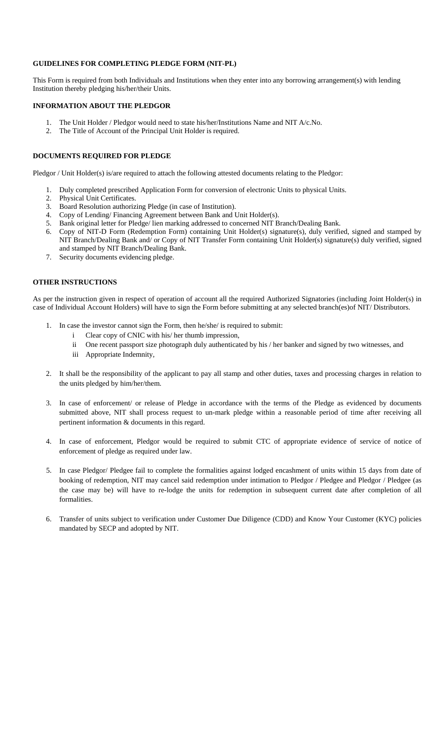**GUIDELINES FOR COMPLETING PLEDGE FORM (NIT-PL)**

This Form is required from both Individuals and Institutions when they enter into any borrowing arrangement(s) with lending Institution thereby pledging his/her/their Units.

**INFORMATION ABOUT THE PLEDGOR**

1. The Unit Holder / Pledgor would need to state his/her/Institutions Name and NIT A/c.No.
2. The Title of Account of the Principal Unit Holder is required.

**DOCUMENTS REQUIRED FOR PLEDGE**

Pledgor / Unit Holder(s) is/are required to attach the following attested documents relating to the Pledgor:

1. Duly completed prescribed Application Form for conversion of electronic Units to physical Units.
2. Physical Unit Certificates.
3. Board Resolution authorizing Pledge (in case of Institution).
4. Copy of Lending/ Financing Agreement between Bank and Unit Holder(s).
5. Bank original letter for Pledge/ lien marking addressed to concerned NIT Branch/Dealing Bank.
6. Copy of NIT-D Form (Redemption Form) containing Unit Holder(s) signature(s), duly verified, signed and stamped by NIT Branch/Dealing Bank and/ or Copy of NIT Transfer Form containing Unit Holder(s) signature(s) duly verified, signed and stamped by NIT Branch/Dealing Bank.
7. Security documents evidencing pledge.

**OTHER INSTRUCTIONS**

As per the instruction given in respect of operation of account all the required Authorized Signatories (including Joint Holder(s) in case of Individual Account Holders) will have to sign the Form before submitting at any selected branch(es)of NIT/ Distributors.

1. In case the investor cannot sign the Form, then he/she/ is required to submit:
   - i Clear copy of CNIC with his/ her thumb impression,
   - ii One recent passport size photograph duly authenticated by his / her banker and signed by two witnesses, and
   - iii Appropriate Indemnity,

2. It shall be the responsibility of the applicant to pay all stamp and other duties, taxes and processing charges in relation to the units pledged by him/her/them.

3. In case of enforcement/ or release of Pledge in accordance with the terms of the Pledge as evidenced by documents submitted above, NIT shall process request to un-mark pledge within a reasonable period of time after receiving all pertinent information & documents in this regard.

4. In case of enforcement, Pledgor would be required to submit CTC of appropriate evidence of service of notice of enforcement of pledge as required under law.

5. In case Pledgor/ Pledgee fail to complete the formalities against lodged encashment of units within 15 days from date of booking of redemption, NIT may cancel said redemption under intimation to Pledgor / Pledgee and Pledgor / Pledgee (as the case may be) will have to re-lodge the units for redemption in subsequent current date after completion of all formalities.

6. Transfer of units subject to verification under Customer Due Diligence (CDD) and Know Your Customer (KYC) policies mandated by SECP and adopted by NIT.